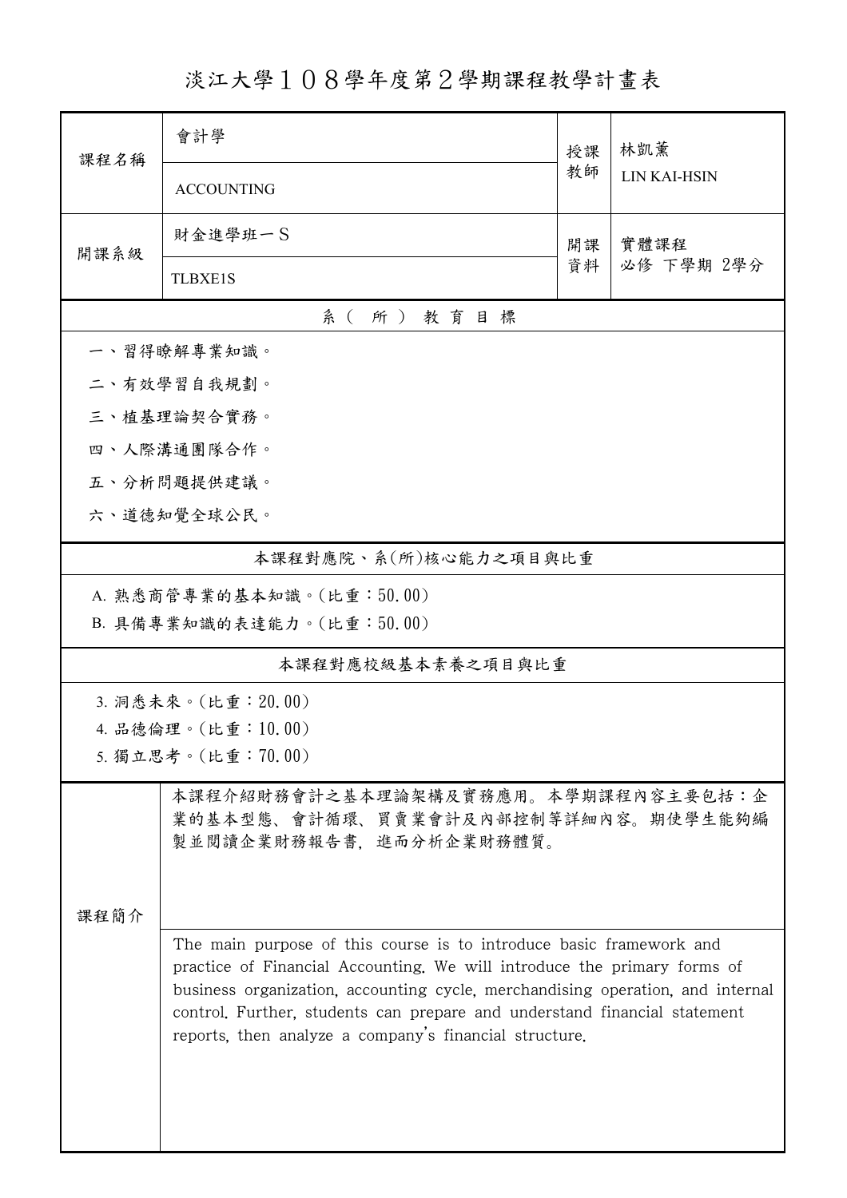# 淡江大學１０８學年度第２學期課程教學計畫表

| 課程名稱 | 會計學 | 授課教師 | 林凱薰 |
| --- | --- | --- | --- |
| | ACCOUNTING | | LIN KAI-HSIN |
| 開課系級 | 財金進學班一Ｓ | 開課資料 | 實體課程<br>必修 下學期 2學分 |
| | TLBXE1S | | |

## 系（所）教育目標

一、習得瞭解專業知識。

二、有效學習自我規劃。

三、植基理論契合實務。

四、人際溝通團隊合作。

五、分析問題提供建議。

六、道德知覺全球公民。

## 本課程對應院、系(所)核心能力之項目與比重

A. 熟悉商管專業的基本知識。(比重：50.00)

B. 具備專業知識的表達能力。(比重：50.00)

## 本課程對應校級基本素養之項目與比重

3. 洞悉未來。(比重：20.00)

4. 品德倫理。(比重：10.00)

5. 獨立思考。(比重：70.00)

## 課程簡介

本課程介紹財務會計之基本理論架構及實務應用。本學期課程內容主要包括：企業的基本型態、會計循環、買賣業會計及內部控制等詳細內容。期使學生能夠編製並閱讀企業財務報告書，進而分析企業財務體質。

The main purpose of this course is to introduce basic framework and practice of Financial Accounting. We will introduce the primary forms of business organization, accounting cycle, merchandising operation, and internal control. Further, students can prepare and understand financial statement reports, then analyze a company's financial structure.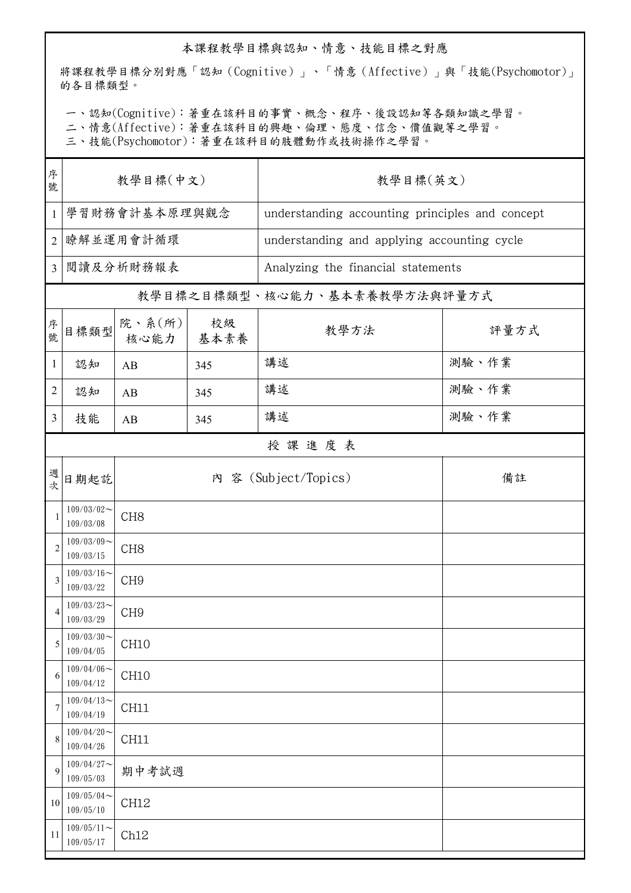## 本課程教學目標與認知、情意、技能目標之對應

將課程教學目標分別對應「認知（Cognitive）」、「情意（Affective）」與「技能(Psychomotor)」的各目標類型。

一、認知(Cognitive)：著重在該科目的事實、概念、程序、後設認知等各類知識之學習。
二、情意(Affective)：著重在該科目的興趣、倫理、態度、信念、價值觀等之學習。
三、技能(Psychomotor)：著重在該科目的肢體動作或技術操作之學習。

| 序號 | 教學目標(中文) | 教學目標(英文) |
|---|---|---|
| 1 | 學習財務會計基本原理與觀念 | understanding accounting principles and concept |
| 2 | 瞭解並運用會計循環 | understanding and applying accounting cycle |
| 3 | 閱讀及分析財務報表 | Analyzing the financial statements |

## 教學目標之目標類型、核心能力、基本素養教學方法與評量方式

| 序號 | 目標類型 | 院、系(所)核心能力 | 校級基本素養 | 教學方法 | 評量方式 |
|---|---|---|---|---|---|
| 1 | 認知 | AB | 345 | 講述 | 測驗、作業 |
| 2 | 認知 | AB | 345 | 講述 | 測驗、作業 |
| 3 | 技能 | AB | 345 | 講述 | 測驗、作業 |

## 授課進度表

| 週次 | 日期起訖 | 內 容 (Subject/Topics) | 備註 |
|---|---|---|---|
| 1 | 109/03/02～109/03/08 | CH8 | |
| 2 | 109/03/09～109/03/15 | CH8 | |
| 3 | 109/03/16～109/03/22 | CH9 | |
| 4 | 109/03/23～109/03/29 | CH9 | |
| 5 | 109/03/30～109/04/05 | CH10 | |
| 6 | 109/04/06～109/04/12 | CH10 | |
| 7 | 109/04/13～109/04/19 | CH11 | |
| 8 | 109/04/20～109/04/26 | CH11 | |
| 9 | 109/04/27～109/05/03 | 期中考試週 | |
| 10 | 109/05/04～109/05/10 | CH12 | |
| 11 | 109/05/11～109/05/17 | Ch12 | |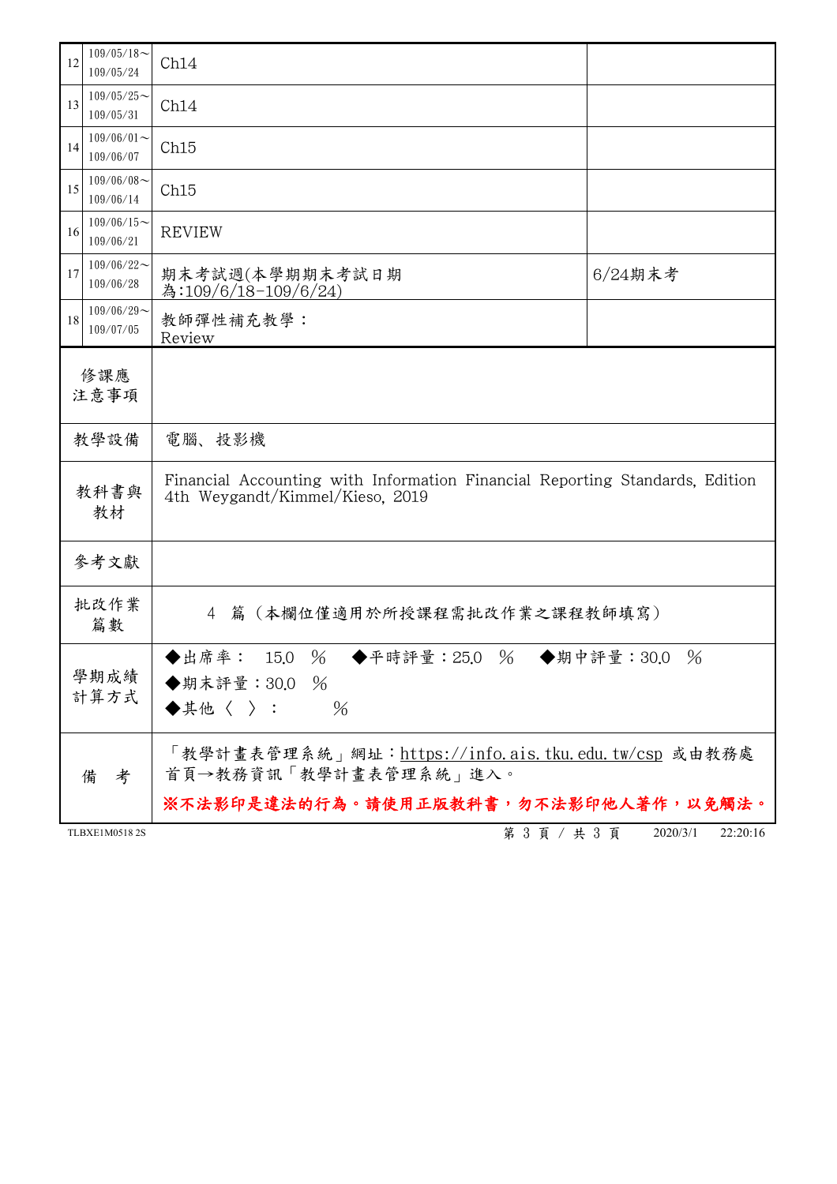| | | | |
|---|---|---|---|
| 12 | 109/05/18～<br>109/05/24 | Ch14 | |
| 13 | 109/05/25～<br>109/05/31 | Ch14 | |
| 14 | 109/06/01～<br>109/06/07 | Ch15 | |
| 15 | 109/06/08～<br>109/06/14 | Ch15 | |
| 16 | 109/06/15～<br>109/06/21 | REVIEW | |
| 17 | 109/06/22～<br>109/06/28 | 期末考試週(本學期期末考試日期為:109/6/18-109/6/24) | 6/24期末考 |
| 18 | 109/06/29～<br>109/07/05 | 教師彈性補充教學：<br>Review | |

| | |
|---|---|
| 修課應注意事項 | |
| 教學設備 | 電腦、投影機 |
| 教科書與教材 | Financial Accounting with Information Financial Reporting Standards, Edition 4th Weygandt/Kimmel/Kieso, 2019 |
| 參考文獻 | |
| 批改作業篇數 | 4 篇（本欄位僅適用於所授課程需批改作業之課程教師填寫） |
| 學期成績計算方式 | ◆出席率： 15.0 ％ ◆平時評量：25.0 ％ ◆期中評量：30.0 ％<br>◆期末評量：30.0 ％<br>◆其他〈 〉： ％ |
| 備　考 | 「教學計畫表管理系統」網址：https://info.ais.tku.edu.tw/csp 或由教務處首頁→教務資訊「教學計畫表管理系統」進入。<br>**※不法影印是違法的行為。請使用正版教科書，勿不法影印他人著作，以免觸法。** |

TLBXE1M0518 2S　　2020/3/1　22:20:16